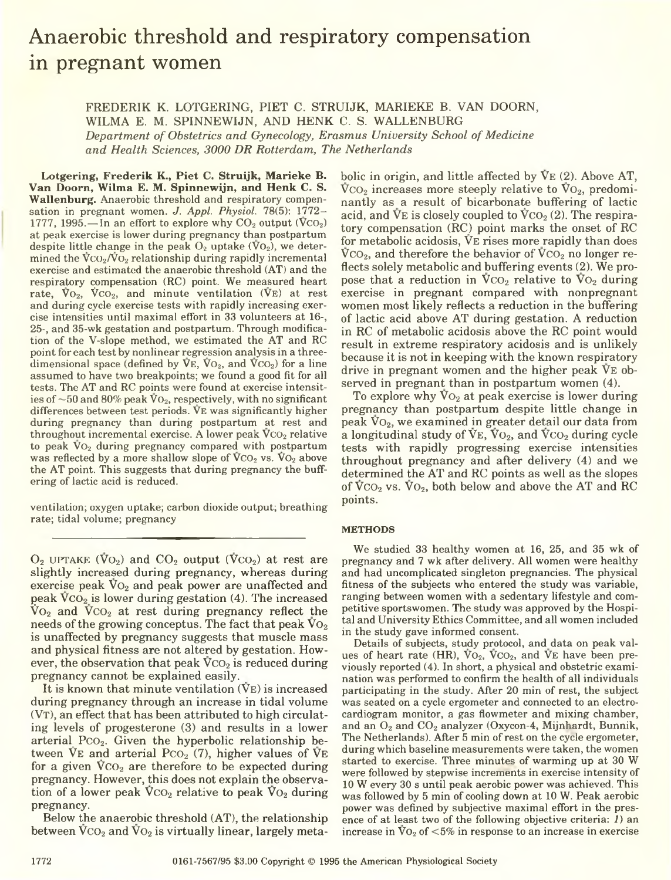# Anaerobic threshold and respiratory compensation in pregnant women

FREDERIK K. LOTGERING, PIET C. STRUIJK, MARIEKE B. VAN DOORN, WILMA E. M. SPINNEWIJN, AND HENK C. S. WALLENBURG

*Department of Obstetrics and Gynecology, Erasmus University School of Medicine and Health Sciences, 3000 DR Rotterdam, The Netherlands*

**Lotgering, Frederik K., Piet C. Struijk, Marieke B. Van Doorn, Wilma E. M. Spinnewijn, and Henk C. S. Wallenburg.** Anaerobic threshold and respiratory compensation in pregnant women. *J. Appl. Physiol.* 78(5): 1772–1777, 1995.—In an effort to explore why $CO_2$ output ($\dot{V}CO_2$) at peak exercise is lower during pregnancy than postpartum despite little change in the peak $O_2$ uptake ($\dot{V}O_2$), we determined the $\dot{V}CO_2/\dot{V}O_2$ relationship during rapidly incremental exercise and estimated the anaerobic threshold (AT) and the respiratory compensation (RC) point. We measured heart rate, $\dot{V}O_2$, $\dot{V}CO_2$, and minute ventilation ($\dot{V}E$) at rest and during cycle exercise tests with rapidly increasing exercise intensities until maximal effort in 33 volunteers at 16-, 25-, and 35-wk gestation and postpartum. Through modification of the V-slope method, we estimated the AT and RC point for each test by nonlinear regression analysis in a three-dimensional space (defined by $\dot{V}E$, $\dot{V}O_2$, and $\dot{V}CO_2$) for a line assumed to have two breakpoints; we found a good fit for all tests. The AT and RC points were found at exercise intensities of ~50 and 80% peak $\dot{V}O_2$, respectively, with no significant differences between test periods. $\dot{V}E$ was significantly higher during pregnancy than during postpartum at rest and throughout incremental exercise. A lower peak $\dot{V}CO_2$ relative to peak $\dot{V}O_2$ during pregnancy compared with postpartum was reflected by a more shallow slope of $\dot{V}CO_2$ vs. $\dot{V}O_2$ above the AT point. This suggests that during pregnancy the buffering of lactic acid is reduced.

ventilation; oxygen uptake; carbon dioxide output; breathing rate; tidal volume; pregnancy

---

$O_2$ UPTAKE ($\dot{V}O_2$) and $CO_2$ output ($\dot{V}CO_2$) at rest are slightly increased during pregnancy, whereas during exercise peak $\dot{V}O_2$ and peak power are unaffected and peak $\dot{V}CO_2$ is lower during gestation (4). The increased $\dot{V}O_2$ and $\dot{V}CO_2$ at rest during pregnancy reflect the needs of the growing conceptus. The fact that peak $\dot{V}O_2$ is unaffected by pregnancy suggests that muscle mass and physical fitness are not altered by gestation. However, the observation that peak $\dot{V}CO_2$ is reduced during pregnancy cannot be explained easily.

It is known that minute ventilation ($\dot{V}E$) is increased during pregnancy through an increase in tidal volume (VT), an effect that has been attributed to high circulating levels of progesterone (3) and results in a lower arterial $P_{CO_2}$. Given the hyperbolic relationship between $\dot{V}E$ and arterial $P_{CO_2}$ (7), higher values of $\dot{V}E$ for a given $\dot{V}CO_2$ are therefore to be expected during pregnancy. However, this does not explain the observation of a lower peak $\dot{V}CO_2$ relative to peak $\dot{V}O_2$ during pregnancy.

Below the anaerobic threshold (AT), the relationship between $\dot{V}CO_2$ and $\dot{V}O_2$ is virtually linear, largely metabolic in origin, and little affected by $\dot{V}E$ (2). Above AT, $\dot{V}CO_2$ increases more steeply relative to $\dot{V}O_2$, predominantly as a result of bicarbonate buffering of lactic acid, and $\dot{V}E$ is closely coupled to $\dot{V}CO_2$ (2). The respiratory compensation (RC) point marks the onset of RC for metabolic acidosis, $\dot{V}E$ rises more rapidly than does $\dot{V}CO_2$, and therefore the behavior of $\dot{V}CO_2$ no longer reflects solely metabolic and buffering events (2). We propose that a reduction in $\dot{V}CO_2$ relative to $\dot{V}O_2$ during exercise in pregnant compared with nonpregnant women most likely reflects a reduction in the buffering of lactic acid above AT during gestation. A reduction in RC of metabolic acidosis above the RC point would result in extreme respiratory acidosis and is unlikely because it is not in keeping with the known respiratory drive in pregnant women and the higher peak $\dot{V}E$ observed in pregnant than in postpartum women (4).

To explore why $\dot{V}O_2$ at peak exercise is lower during pregnancy than postpartum despite little change in peak $\dot{V}O_2$, we examined in greater detail our data from a longitudinal study of $\dot{V}E$, $\dot{V}O_2$, and $\dot{V}CO_2$ during cycle tests with rapidly progressing exercise intensities throughout pregnancy and after delivery (4) and we determined the AT and RC points as well as the slopes of $\dot{V}CO_2$ vs. $\dot{V}O_2$, both below and above the AT and RC points.

## METHODS

We studied 33 healthy women at 16, 25, and 35 wk of pregnancy and 7 wk after delivery. All women were healthy and had uncomplicated singleton pregnancies. The physical fitness of the subjects who entered the study was variable, ranging between women with a sedentary lifestyle and competitive sportswomen. The study was approved by the Hospital and University Ethics Committee, and all women included in the study gave informed consent.

Details of subjects, study protocol, and data on peak values of heart rate (HR), $\dot{V}O_2$, $\dot{V}CO_2$, and $\dot{V}E$ have been previously reported (4). In short, a physical and obstetric examination was performed to confirm the health of all individuals participating in the study. After 20 min of rest, the subject was seated on a cycle ergometer and connected to an electrocardiogram monitor, a gas flowmeter and mixing chamber, and an $O_2$ and $CO_2$ analyzer (Oxycon-4, Mijnhardt, Bunnik, The Netherlands). After 5 min of rest on the cycle ergometer, during which baseline measurements were taken, the women started to exercise. Three minutes of warming up at 30 W were followed by stepwise increments in exercise intensity of 10 W every 30 s until peak aerobic power was achieved. This was followed by 5 min of cooling down at 10 W. Peak aerobic power was defined by subjective maximal effort in the presence of at least two of the following objective criteria: *1*) an increase in $\dot{V}O_2$ of <5% in response to an increase in exercise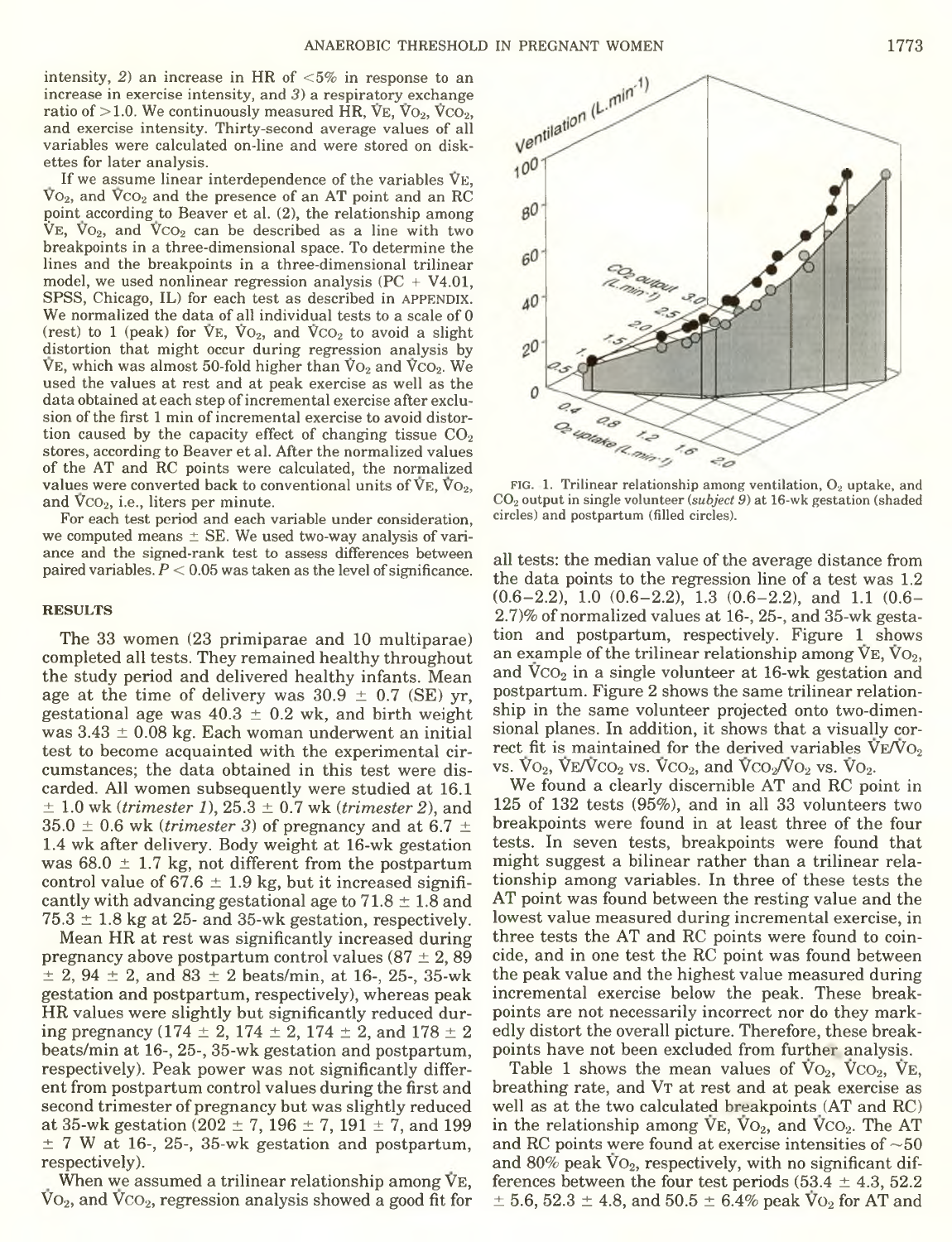intensity, *2*) an increase in HR of <5% in response to an increase in exercise intensity, and *3*) a respiratory exchange ratio of >1.0. We continuously measured HR, $\dot{V}_E$, $\dot{V}O_2$, $\dot{V}CO_2$, and exercise intensity. Thirty-second average values of all variables were calculated on-line and were stored on diskettes for later analysis.

If we assume linear interdependence of the variables $\dot{V}_E$, $\dot{V}O_2$, and $\dot{V}CO_2$ and the presence of an AT point and an RC point according to Beaver et al. (2), the relationship among $\dot{V}_E$, $\dot{V}O_2$, and $\dot{V}CO_2$ can be described as a line with two breakpoints in a three-dimensional space. To determine the lines and the breakpoints in a three-dimensional trilinear model, we used nonlinear regression analysis (PC + V4.01, SPSS, Chicago, IL) for each test as described in APPENDIX. We normalized the data of all individual tests to a scale of 0 (rest) to 1 (peak) for $\dot{V}_E$, $\dot{V}O_2$, and $\dot{V}CO_2$ to avoid a slight distortion that might occur during regression analysis by $\dot{V}_E$, which was almost 50-fold higher than $\dot{V}O_2$ and $\dot{V}CO_2$. We used the values at rest and at peak exercise as well as the data obtained at each step of incremental exercise after exclusion of the first 1 min of incremental exercise to avoid distortion caused by the capacity effect of changing tissue $CO_2$ stores, according to Beaver et al. After the normalized values of the AT and RC points were calculated, the normalized values were converted back to conventional units of $\dot{V}_E$, $\dot{V}O_2$, and $\dot{V}CO_2$, i.e., liters per minute.

For each test period and each variable under consideration, we computed means ± SE. We used two-way analysis of variance and the signed-rank test to assess differences between paired variables. $P < 0.05$ was taken as the level of significance.

## RESULTS

The 33 women (23 primiparae and 10 multiparae) completed all tests. They remained healthy throughout the study period and delivered healthy infants. Mean age at the time of delivery was 30.9 ± 0.7 (SE) yr, gestational age was 40.3 ± 0.2 wk, and birth weight was 3.43 ± 0.08 kg. Each woman underwent an initial test to become acquainted with the experimental circumstances; the data obtained in this test were discarded. All women subsequently were studied at 16.1 ± 1.0 wk (*trimester 1*), 25.3 ± 0.7 wk (*trimester 2*), and 35.0 ± 0.6 wk (*trimester 3*) of pregnancy and at 6.7 ± 1.4 wk after delivery. Body weight at 16-wk gestation was 68.0 ± 1.7 kg, not different from the postpartum control value of 67.6 ± 1.9 kg, but it increased significantly with advancing gestational age to 71.8 ± 1.8 and 75.3 ± 1.8 kg at 25- and 35-wk gestation, respectively.

Mean HR at rest was significantly increased during pregnancy above postpartum control values (87 ± 2, 89 ± 2, 94 ± 2, and 83 ± 2 beats/min, at 16-, 25-, 35-wk gestation and postpartum, respectively), whereas peak HR values were slightly but significantly reduced during pregnancy (174 ± 2, 174 ± 2, 174 ± 2, and 178 ± 2 beats/min at 16-, 25-, 35-wk gestation and postpartum, respectively). Peak power was not significantly different from postpartum control values during the first and second trimester of pregnancy but was slightly reduced at 35-wk gestation (202 ± 7, 196 ± 7, 191 ± 7, and 199 ± 7 W at 16-, 25-, 35-wk gestation and postpartum, respectively).

When we assumed a trilinear relationship among $\dot{V}_E$, $\dot{V}O_2$, and $\dot{V}CO_2$, regression analysis showed a good fit for all tests: the median value of the average distance from the data points to the regression line of a test was 1.2 (0.6–2.2), 1.0 (0.6–2.2), 1.3 (0.6–2.2), and 1.1 (0.6–2.7)% of normalized values at 16-, 25-, and 35-wk gestation and postpartum, respectively. Figure 1 shows an example of the trilinear relationship among $\dot{V}_E$, $\dot{V}O_2$, and $\dot{V}CO_2$ in a single volunteer at 16-wk gestation and postpartum. Figure 2 shows the same trilinear relationship in the same volunteer projected onto two-dimensional planes. In addition, it shows that a visually correct fit is maintained for the derived variables $\dot{V}_E/\dot{V}O_2$ vs. $\dot{V}O_2$, $\dot{V}_E/\dot{V}CO_2$ vs. $\dot{V}CO_2$, and $\dot{V}CO_2/\dot{V}O_2$ vs. $\dot{V}O_2$.

FIG. 1. Trilinear relationship among ventilation, $O_2$ uptake, and $CO_2$ output in single volunteer (*subject 9*) at 16-wk gestation (shaded circles) and postpartum (filled circles).

We found a clearly discernible AT and RC point in 125 of 132 tests (95%), and in all 33 volunteers two breakpoints were found in at least three of the four tests. In seven tests, breakpoints were found that might suggest a bilinear rather than a trilinear relationship among variables. In three of these tests the AT point was found between the resting value and the lowest value measured during incremental exercise, in three tests the AT and RC points were found to coincide, and in one test the RC point was found between the peak value and the highest value measured during incremental exercise below the peak. These breakpoints are not necessarily incorrect nor do they markedly distort the overall picture. Therefore, these breakpoints have not been excluded from further analysis.

Table 1 shows the mean values of $\dot{V}O_2$, $\dot{V}CO_2$, $\dot{V}_E$, breathing rate, and $V_T$ at rest and at peak exercise as well as at the two calculated breakpoints (AT and RC) in the relationship among $\dot{V}_E$, $\dot{V}O_2$, and $\dot{V}CO_2$. The AT and RC points were found at exercise intensities of ~50 and 80% peak $\dot{V}O_2$, respectively, with no significant differences between the four test periods (53.4 ± 4.3, 52.2 ± 5.6, 52.3 ± 4.8, and 50.5 ± 6.4% peak $\dot{V}O_2$ for AT and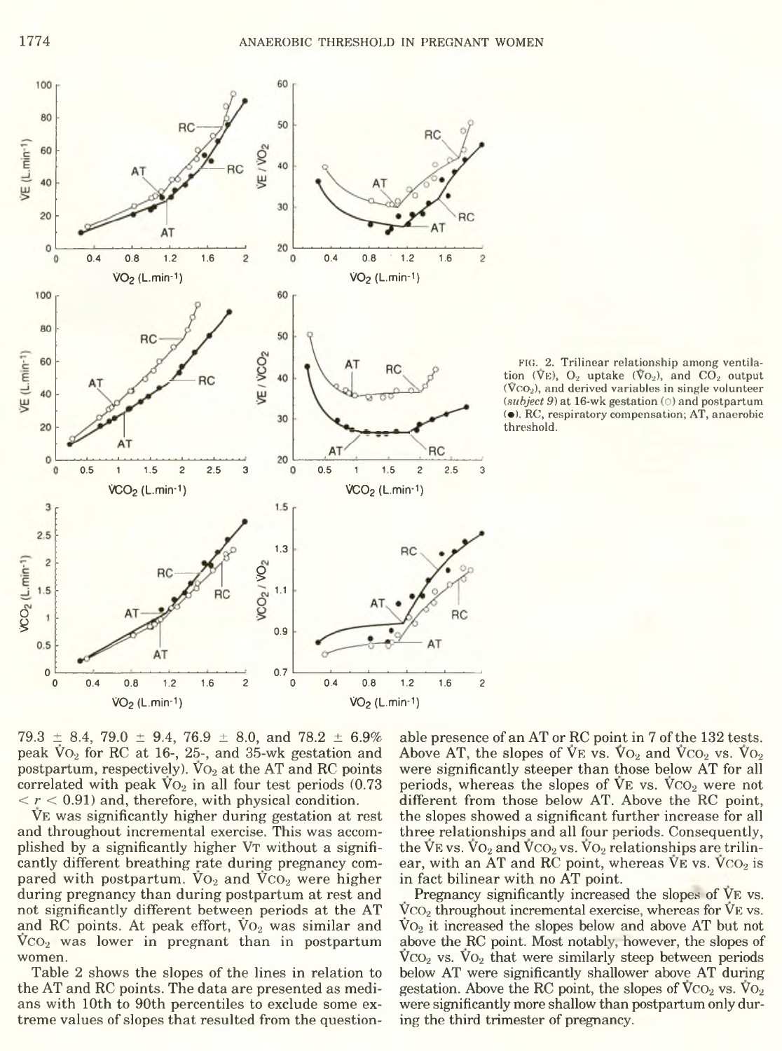FIG. 2. Trilinear relationship among ventilation ($\dot{V}_E$), $O_2$ uptake ($\dot{V}O_2$), and $CO_2$ output ($\dot{V}CO_2$), and derived variables in single volunteer (*subject 9*) at 16-wk gestation (○) and postpartum (●). RC, respiratory compensation; AT, anaerobic threshold.

79.3 ± 8.4, 79.0 ± 9.4, 76.9 ± 8.0, and 78.2 ± 6.9% peak $\dot{V}O_2$ for RC at 16-, 25-, and 35-wk gestation and postpartum, respectively). $\dot{V}O_2$ at the AT and RC points correlated with peak $\dot{V}O_2$ in all four test periods ($0.73 < r < 0.91$) and, therefore, with physical condition.

$\dot{V}_E$ was significantly higher during gestation at rest and throughout incremental exercise. This was accomplished by a significantly higher $V_T$ without a significantly different breathing rate during pregnancy compared with postpartum. $\dot{V}O_2$ and $\dot{V}CO_2$ were higher during pregnancy than during postpartum at rest and not significantly different between periods at the AT and RC points. At peak effort, $\dot{V}O_2$ was similar and $\dot{V}CO_2$ was lower in pregnant than in postpartum women.

Table 2 shows the slopes of the lines in relation to the AT and RC points. The data are presented as medians with 10th to 90th percentiles to exclude some extreme values of slopes that resulted from the questionable presence of an AT or RC point in 7 of the 132 tests. Above AT, the slopes of $\dot{V}_E$ vs. $\dot{V}O_2$ and $\dot{V}CO_2$ vs. $\dot{V}O_2$ were significantly steeper than those below AT for all periods, whereas the slopes of $\dot{V}_E$ vs. $\dot{V}CO_2$ were not different from those below AT. Above the RC point, the slopes showed a significant further increase for all three relationships and all four periods. Consequently, the $\dot{V}_E$ vs. $\dot{V}O_2$ and $\dot{V}CO_2$ vs. $\dot{V}O_2$ relationships are trilinear, with an AT and RC point, whereas $\dot{V}_E$ vs. $\dot{V}CO_2$ is in fact bilinear with no AT point.

Pregnancy significantly increased the slopes of $\dot{V}_E$ vs. $\dot{V}CO_2$ throughout incremental exercise, whereas for $\dot{V}_E$ vs. $\dot{V}O_2$ it increased the slopes below and above AT but not above the RC point. Most notably, however, the slopes of $\dot{V}CO_2$ vs. $\dot{V}O_2$ that were similarly steep between periods below AT were significantly shallower above AT during gestation. Above the RC point, the slopes of $\dot{V}CO_2$ vs. $\dot{V}O_2$ were significantly more shallow than postpartum only during the third trimester of pregnancy.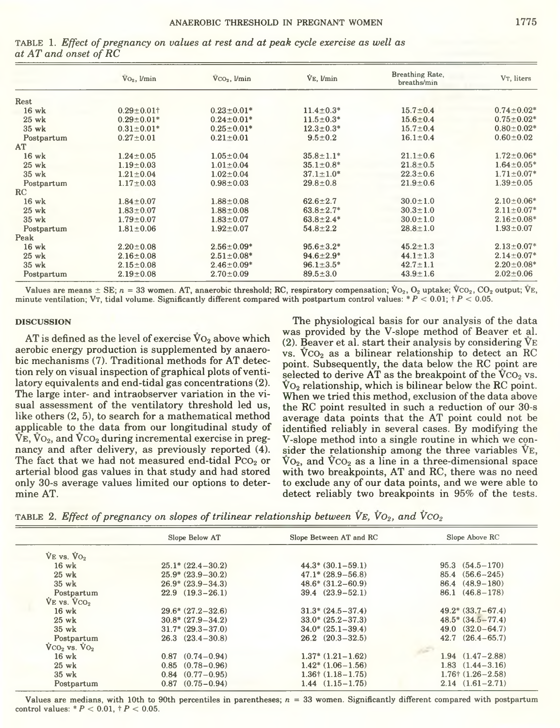TABLE 1. *Effect of pregnancy on values at rest and at peak cycle exercise as well as at AT and onset of RC*

| | $\dot{V}O_2$, l/min | $\dot{V}CO_2$, l/min | $\dot{V}E$, l/min | Breathing Rate, breaths/min | $V_T$, liters |
|---|---|---|---|---|---|
| Rest | | | | | |
| 16 wk | 0.29±0.01† | 0.23±0.01* | 11.4±0.3* | 15.7±0.4 | 0.74±0.02* |
| 25 wk | 0.29±0.01* | 0.24±0.01* | 11.5±0.3* | 15.6±0.4 | 0.75±0.02* |
| 35 wk | 0.31±0.01* | 0.25±0.01* | 12.3±0.3* | 15.7±0.4 | 0.80±0.02* |
| Postpartum | 0.27±0.01 | 0.21±0.01 | 9.5±0.2 | 16.1±0.4 | 0.60±0.02 |
| AT | | | | | |
| 16 wk | 1.24±0.05 | 1.05±0.04 | 35.8±1.1* | 21.1±0.6 | 1.72±0.06* |
| 25 wk | 1.19±0.03 | 1.01±0.04 | 35.1±0.8* | 21.8±0.5 | 1.64±0.05* |
| 35 wk | 1.21±0.04 | 1.02±0.04 | 37.1±1.0* | 22.3±0.6 | 1.71±0.07* |
| Postpartum | 1.17±0.03 | 0.98±0.03 | 29.8±0.8 | 21.9±0.6 | 1.39±0.05 |
| RC | | | | | |
| 16 wk | 1.84±0.07 | 1.88±0.08 | 62.6±2.7 | 30.0±1.0 | 2.10±0.06* |
| 25 wk | 1.83±0.07 | 1.88±0.08 | 63.8±2.7* | 30.3±1.0 | 2.11±0.07* |
| 35 wk | 1.79±0.07 | 1.83±0.07 | 63.8±2.4* | 30.0±1.0 | 2.16±0.08* |
| Postpartum | 1.81±0.06 | 1.92±0.07 | 54.8±2.2 | 28.8±1.0 | 1.93±0.07 |
| Peak | | | | | |
| 16 wk | 2.20±0.08 | 2.56±0.09* | 95.6±3.2* | 45.2±1.3 | 2.13±0.07* |
| 25 wk | 2.16±0.08 | 2.51±0.08* | 94.6±2.9* | 44.1±1.3 | 2.14±0.07* |
| 35 wk | 2.15±0.08 | 2.46±0.09* | 96.1±3.5* | 42.7±1.1 | 2.20±0.08* |
| Postpartum | 2.19±0.08 | 2.70±0.09 | 89.5±3.0 | 43.9±1.6 | 2.02±0.06 |

Values are means ± SE; $n = 33$ women. AT, anaerobic threshold; RC, respiratory compensation; $\dot{V}O_2$, $O_2$ uptake; $\dot{V}CO_2$, $CO_2$ output; $\dot{V}E$, minute ventilation; $V_T$, tidal volume. Significantly different compared with postpartum control values: * $P < 0.01$; † $P < 0.05$.

## DISCUSSION

AT is defined as the level of exercise $\dot{V}O_2$ above which aerobic energy production is supplemented by anaerobic mechanisms (7). Traditional methods for AT detection rely on visual inspection of graphical plots of ventilatory equivalents and end-tidal gas concentrations (2). The large inter- and intraobserver variation in the visual assessment of the ventilatory threshold led us, like others (2, 5), to search for a mathematical method applicable to the data from our longitudinal study of $\dot{V}E$, $\dot{V}O_2$, and $\dot{V}CO_2$ during incremental exercise in pregnancy and after delivery, as previously reported (4). The fact that we had not measured end-tidal $P_{CO_2}$ or arterial blood gas values in that study and had stored only 30-s average values limited our options to determine AT.

The physiological basis for our analysis of the data was provided by the V-slope method of Beaver et al. (2). Beaver et al. start their analysis by considering $\dot{V}E$ vs. $\dot{V}CO_2$ as a bilinear relationship to detect an RC point. Subsequently, the data below the RC point are selected to derive AT as the breakpoint of the $\dot{V}CO_2$ vs. $\dot{V}O_2$ relationship, which is bilinear below the RC point. When we tried this method, exclusion of the data above the RC point resulted in such a reduction of our 30-s average data points that the AT point could not be identified reliably in several cases. By modifying the V-slope method into a single routine in which we consider the relationship among the three variables $\dot{V}E$, $\dot{V}O_2$, and $\dot{V}CO_2$ as a line in a three-dimensional space with two breakpoints, AT and RC, there was no need to exclude any of our data points, and we were able to detect reliably two breakpoints in 95% of the tests.

TABLE 2. *Effect of pregnancy on slopes of trilinear relationship between $\dot{V}E$, $\dot{V}O_2$, and $\dot{V}CO_2$*

| | Slope Below AT | Slope Between AT and RC | Slope Above RC |
|---|---|---|---|
| $\dot{V}E$ vs. $\dot{V}O_2$ | | | |
| 16 wk | 25.1* (22.4–30.2) | 44.3* (30.1–59.1) | 95.3 (54.5–170) |
| 25 wk | 25.9* (23.9–30.2) | 47.1* (28.9–56.8) | 85.4 (56.6–245) |
| 35 wk | 26.9* (23.9–34.3) | 48.6* (31.2–60.9) | 86.4 (48.9–180) |
| Postpartum | 22.9 (19.3–26.1) | 39.4 (23.9–52.1) | 86.1 (46.8–178) |
| $\dot{V}E$ vs. $\dot{V}CO_2$ | | | |
| 16 wk | 29.6* (27.2–32.6) | 31.3* (24.5–37.4) | 49.2* (33.7–67.4) |
| 25 wk | 30.8* (27.9–34.2) | 33.0* (25.2–37.3) | 48.5* (34.5–77.4) |
| 35 wk | 31.7* (29.3–37.0) | 34.0* (25.1–39.4) | 49.0 (32.0–64.7) |
| Postpartum | 26.3 (23.4–30.8) | 26.2 (20.3–32.5) | 42.7 (26.4–65.7) |
| $\dot{V}CO_2$ vs. $\dot{V}O_2$ | | | |
| 16 wk | 0.87 (0.74–0.94) | 1.37* (1.21–1.62) | 1.94 (1.47–2.88) |
| 25 wk | 0.85 (0.78–0.96) | 1.42* (1.06–1.56) | 1.83 (1.44–3.16) |
| 35 wk | 0.84 (0.77–0.95) | 1.36† (1.18–1.75) | 1.76† (1.26–2.58) |
| Postpartum | 0.87 (0.75–0.94) | 1.44 (1.15–1.75) | 2.14 (1.61–2.71) |

Values are medians, with 10th to 90th percentiles in parentheses; $n = 33$ women. Significantly different compared with postpartum control values: * $P < 0.01$, † $P < 0.05$.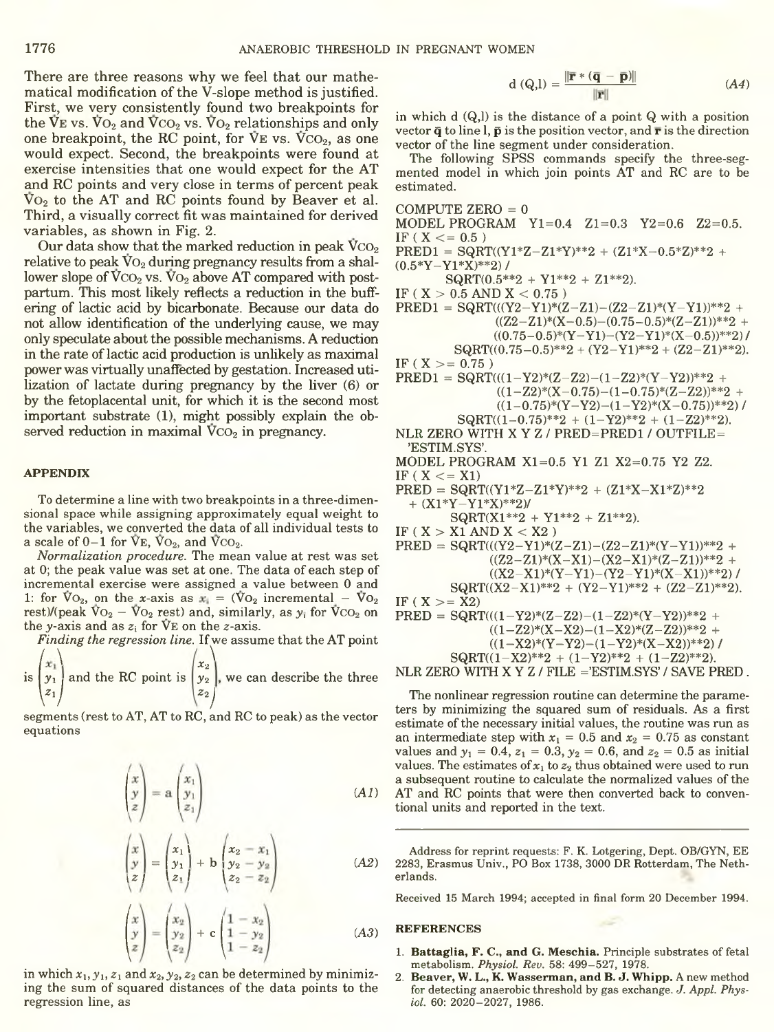There are three reasons why we feel that our mathematical modification of the V-slope method is justified. First, we very consistently found two breakpoints for the $\dot{V}_E$ vs. $\dot{V}O_2$ and $\dot{V}CO_2$ vs. $\dot{V}O_2$ relationships and only one breakpoint, the RC point, for $\dot{V}_E$ vs. $\dot{V}CO_2$, as one would expect. Second, the breakpoints were found at exercise intensities that one would expect for the AT and RC points and very close in terms of percent peak $\dot{V}O_2$ to the AT and RC points found by Beaver et al. Third, a visually correct fit was maintained for derived variables, as shown in Fig. 2.

Our data show that the marked reduction in peak $\dot{V}CO_2$ relative to peak $\dot{V}O_2$ during pregnancy results from a shallower slope of $\dot{V}CO_2$ vs. $\dot{V}O_2$ above AT compared with postpartum. This most likely reflects a reduction in the buffering of lactic acid by bicarbonate. Because our data do not allow identification of the underlying cause, we may only speculate about the possible mechanisms. A reduction in the rate of lactic acid production is unlikely as maximal power was virtually unaffected by gestation. Increased utilization of lactate during pregnancy by the liver (6) or by the fetoplacental unit, for which it is the second most important substrate (1), might possibly explain the observed reduction in maximal $\dot{V}CO_2$ in pregnancy.

## APPENDIX

To determine a line with two breakpoints in a three-dimensional space while assigning approximately equal weight to the variables, we converted the data of all individual tests to a scale of 0–1 for $\dot{V}_E$, $\dot{V}O_2$, and $\dot{V}CO_2$.

*Normalization procedure.* The mean value at rest was set at 0; the peak value was set at one. The data of each step of incremental exercise were assigned a value between 0 and 1: for $\dot{V}O_2$, on the *x*-axis as $x_i = (\dot{V}O_2 \text{ incremental} - \dot{V}O_2 \text{ rest})/(\text{peak } \dot{V}O_2 - \dot{V}O_2 \text{ rest})$ and, similarly, as $y_i$ for $\dot{V}CO_2$ on the *y*-axis and as $z_i$ for $\dot{V}_E$ on the *z*-axis.

*Finding the regression line.* If we assume that the AT point is $\begin{pmatrix} x_1 \\ y_1 \\ z_1 \end{pmatrix}$ and the RC point is $\begin{pmatrix} x_2 \\ y_2 \\ z_2 \end{pmatrix}$, we can describe the three segments (rest to AT, AT to RC, and RC to peak) as the vector equations

$$\begin{pmatrix} x \\ y \\ z \end{pmatrix} = a \begin{pmatrix} x_1 \\ y_1 \\ z_1 \end{pmatrix} \tag{A1}$$

$$\begin{pmatrix} x \\ y \\ z \end{pmatrix} = \begin{pmatrix} x_1 \\ y_1 \\ z_1 \end{pmatrix} + b \begin{pmatrix} x_2 - x_1 \\ y_2 - y_2 \\ z_2 - z_2 \end{pmatrix} \tag{A2}$$

$$\begin{pmatrix} x \\ y \\ z \end{pmatrix} = \begin{pmatrix} x_2 \\ y_2 \\ z_2 \end{pmatrix} + c \begin{pmatrix} 1 - x_2 \\ 1 - y_2 \\ 1 - z_2 \end{pmatrix} \tag{A3}$$

in which $x_1, y_1, z_1$ and $x_2, y_2, z_2$ can be determined by minimizing the sum of squared distances of the data points to the regression line, as

$$d\,(Q,l) = \frac{\|\bar{\mathbf{r}} * (\bar{\mathbf{q}} - \bar{\mathbf{p}})\|}{\|\bar{\mathbf{r}}\|} \tag{A4}$$

in which d (Q,l) is the distance of a point Q with a position vector $\bar{\mathbf{q}}$ to line l, $\bar{\mathbf{p}}$ is the position vector, and $\bar{\mathbf{r}}$ is the direction vector of the line segment under consideration.

The following SPSS commands specify the three-segmented model in which join points AT and RC are to be estimated.

```
COMPUTE ZERO = 0
MODEL PROGRAM  Y1=0.4  Z1=0.3  Y2=0.6  Z2=0.5.
IF ( X <= 0.5 )
PRED1 = SQRT((Y1*Z-Z1*Y)**2 + (Z1*X-0.5*Z)**2 +
(0.5*Y-Y1*X)**2) /
        SQRT(0.5**2 + Y1**2 + Z1**2).
IF ( X > 0.5 AND X < 0.75 )
PRED1 = SQRT(((Y2-Y1)*(Z-Z1)-(Z2-Z1)*(Y-Y1))**2 +
            ((Z2-Z1)*(X-0.5)-(0.75-0.5)*(Z-Z1))**2 +
            ((0.75-0.5)*(Y-Y1)-(Y2-Y1)*(X-0.5))**2) /
        SQRT((0.75-0.5)**2 + (Y2-Y1)**2 + (Z2-Z1)**2).
IF ( X >= 0.75 )
PRED1 = SQRT(((1-Y2)*(Z-Z2)-(1-Z2)*(Y-Y2))**2 +
            ((1-Z2)*(X-0.75)-(1-0.75)*(Z-Z2))**2 +
            ((1-0.75)*(Y-Y2)-(1-Y2)*(X-0.75))**2) /
        SQRT((1-0.75)**2 + (1-Y2)**2 + (1-Z2)**2).
NLR ZERO WITH X Y Z / PRED=PRED1 / OUTFILE=
'ESTIM.SYS'.
MODEL PROGRAM X1=0.5 Y1 Z1 X2=0.75 Y2 Z2.
IF ( X <= X1)
PRED = SQRT((Y1*Z-Z1*Y)**2 + (Z1*X-X1*Z)**2
  + (X1*Y-Y1*X)**2)/
        SQRT(X1**2 + Y1**2 + Z1**2).
IF ( X > X1 AND X < X2 )
PRED = SQRT(((Y2-Y1)*(Z-Z1)-(Z2-Z1)*(Y-Y1))**2 +
            ((Z2-Z1)*(X-X1)-(X2-X1)*(Z-Z1))**2 +
            ((X2-X1)*(Y-Y1)-(Y2-Y1)*(X-X1))**2) /
        SQRT((X2-X1)**2 + (Y2-Y1)**2 + (Z2-Z1)**2).
IF ( X >= X2)
PRED = SQRT(((1-Y2)*(Z-Z2)-(1-Z2)*(Y-Y2))**2 +
            ((1-Z2)*(X-X2)-(1-X2)*(Z-Z2))**2 +
            ((1-X2)*(Y-Y2)-(1-Y2)*(X-X2))**2) /
        SQRT((1-X2)**2 + (1-Y2)**2 + (1-Z2)**2).
NLR ZERO WITH X Y Z / FILE ='ESTIM.SYS' / SAVE PRED .
```

The nonlinear regression routine can determine the parameters by minimizing the squared sum of residuals. As a first estimate of the necessary initial values, the routine was run as an intermediate step with $x_1 = 0.5$ and $x_2 = 0.75$ as constant values and $y_1 = 0.4$, $z_1 = 0.3$, $y_2 = 0.6$, and $z_2 = 0.5$ as initial values. The estimates of $x_1$ to $z_2$ thus obtained were used to run a subsequent routine to calculate the normalized values of the AT and RC points that were then converted back to conventional units and reported in the text.

---

Address for reprint requests: F. K. Lotgering, Dept. OB/GYN, EE 2283, Erasmus Univ., PO Box 1738, 3000 DR Rotterdam, The Netherlands.

Received 15 March 1994; accepted in final form 20 December 1994.

## REFERENCES

1. **Battaglia, F. C., and G. Meschia.** Principle substrates of fetal metabolism. *Physiol. Rev.* 58: 499–527, 1978.
2. **Beaver, W. L., K. Wasserman, and B. J. Whipp.** A new method for detecting anaerobic threshold by gas exchange. *J. Appl. Physiol.* 60: 2020–2027, 1986.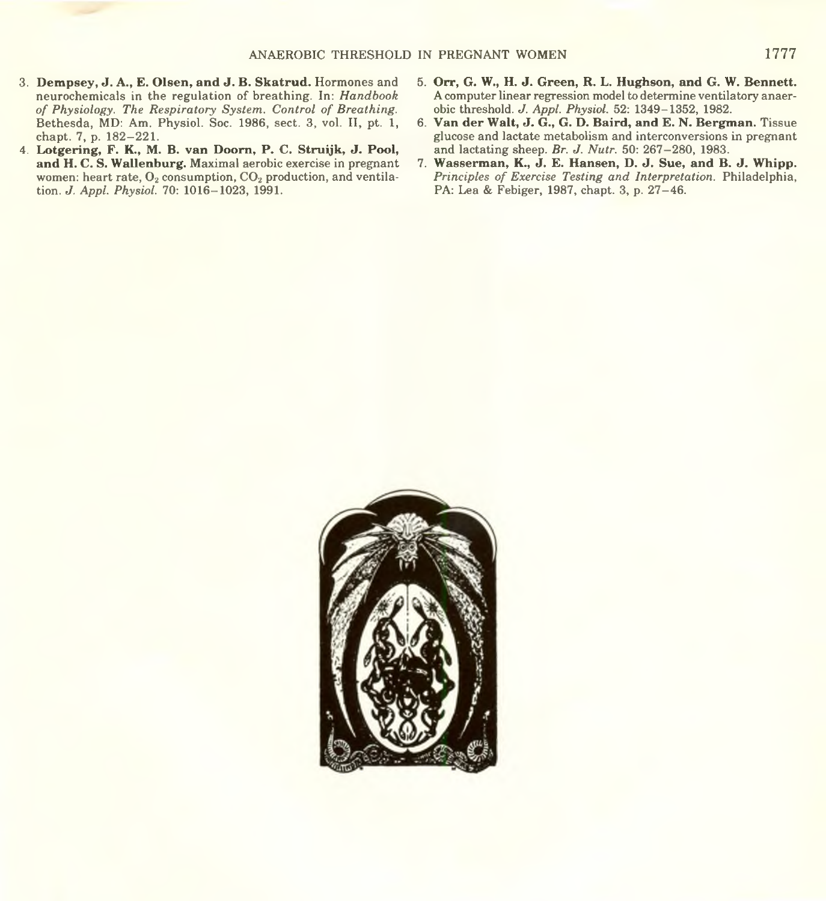3. **Dempsey, J. A., E. Olsen, and J. B. Skatrud.** Hormones and neurochemicals in the regulation of breathing. In: *Handbook of Physiology. The Respiratory System. Control of Breathing.* Bethesda, MD: Am. Physiol. Soc. 1986, sect. 3, vol. II, pt. 1, chapt. 7, p. 182–221.
4. **Lotgering, F. K., M. B. van Doorn, P. C. Struijk, J. Pool, and H. C. S. Wallenburg.** Maximal aerobic exercise in pregnant women: heart rate, $O_2$ consumption, $CO_2$ production, and ventilation. *J. Appl. Physiol.* 70: 1016–1023, 1991.
5. **Orr, G. W., H. J. Green, R. L. Hughson, and G. W. Bennett.** A computer linear regression model to determine ventilatory anaerobic threshold. *J. Appl. Physiol.* 52: 1349–1352, 1982.
6. **Van der Walt, J. G., G. D. Baird, and E. N. Bergman.** Tissue glucose and lactate metabolism and interconversions in pregnant and lactating sheep. *Br. J. Nutr.* 50: 267–280, 1983.
7. **Wasserman, K., J. E. Hansen, D. J. Sue, and B. J. Whipp.** *Principles of Exercise Testing and Interpretation.* Philadelphia, PA: Lea & Febiger, 1987, chapt. 3, p. 27–46.